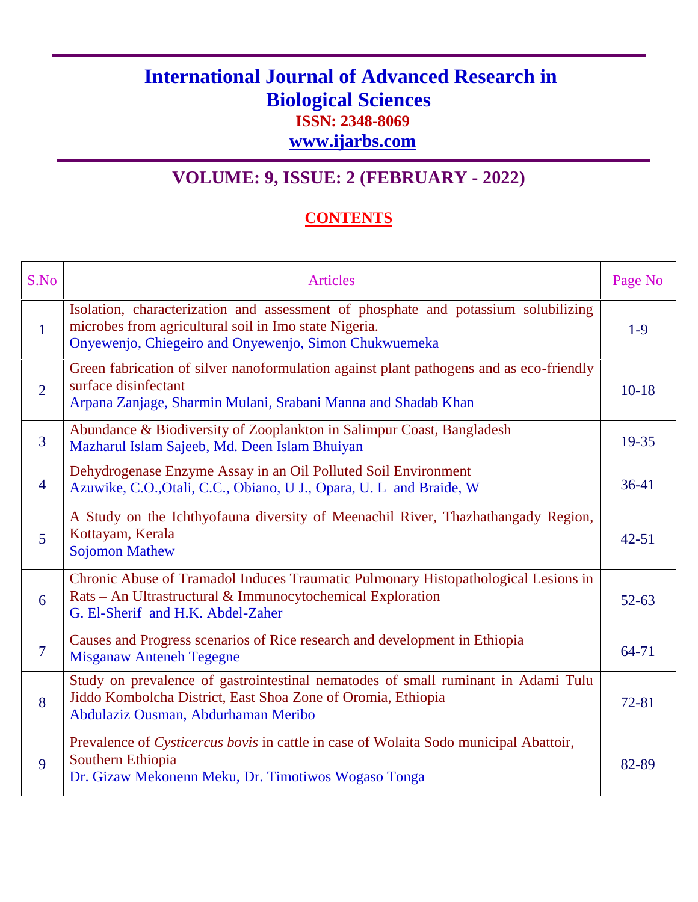# International Journal of Advanced Research in Biological Sciences

**ISSN: 2348-8069**

**www.ijarbs.com**

## VOLUME: 9, ISSUE: 2 (FEBRUARY - 2022)

### CONTENTS

| S.No | Articles | Page No |
|---|---|---|
| 1 | Isolation, characterization and assessment of phosphate and potassium solubilizing microbes from agricultural soil in Imo state Nigeria.<br>Onyewenjo, Chiegeiro and Onyewenjo, Simon Chukwuemeka | 1-9 |
| 2 | Green fabrication of silver nanoformulation against plant pathogens and as eco-friendly surface disinfectant<br>Arpana Zanjage, Sharmin Mulani, Srabani Manna and Shadab Khan | 10-18 |
| 3 | Abundance & Biodiversity of Zooplankton in Salimpur Coast, Bangladesh<br>Mazharul Islam Sajeeb, Md. Deen Islam Bhuiyan | 19-35 |
| 4 | Dehydrogenase Enzyme Assay in an Oil Polluted Soil Environment<br>Azuwike, C.O.,Otali, C.C., Obiano, U J., Opara, U. L and Braide, W | 36-41 |
| 5 | A Study on the Ichthyofauna diversity of Meenachil River, Thazhathangady Region, Kottayam, Kerala<br>Sojomon Mathew | 42-51 |
| 6 | Chronic Abuse of Tramadol Induces Traumatic Pulmonary Histopathological Lesions in Rats – An Ultrastructural & Immunocytochemical Exploration<br>G. El-Sherif and H.K. Abdel-Zaher | 52-63 |
| 7 | Causes and Progress scenarios of Rice research and development in Ethiopia<br>Misganaw Anteneh Tegegne | 64-71 |
| 8 | Study on prevalence of gastrointestinal nematodes of small ruminant in Adami Tulu Jiddo Kombolcha District, East Shoa Zone of Oromia, Ethiopia<br>Abdulaziz Ousman, Abdurhaman Meribo | 72-81 |
| 9 | Prevalence of *Cysticercus bovis* in cattle in case of Wolaita Sodo municipal Abattoir, Southern Ethiopia<br>Dr. Gizaw Mekonenn Meku, Dr. Timotiwos Wogaso Tonga | 82-89 |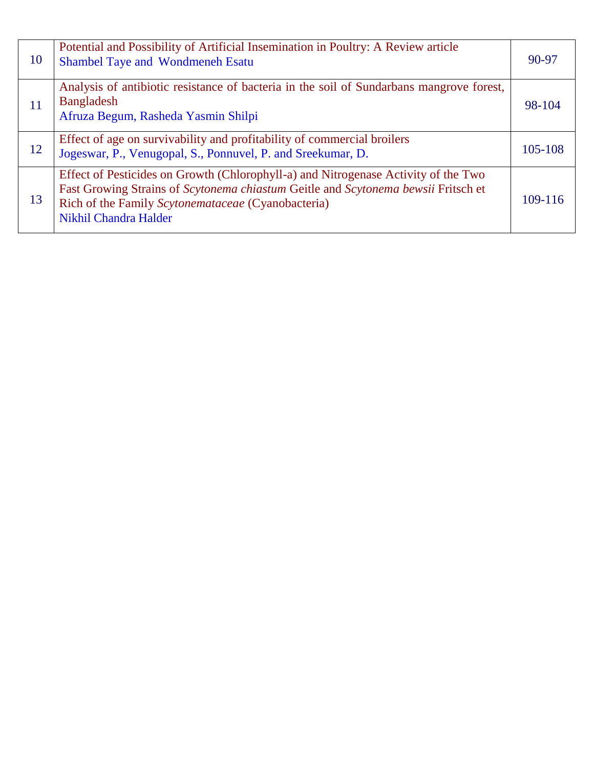| | | |
|---|---|---|
| 10 | Potential and Possibility of Artificial Insemination in Poultry: A Review article<br>Shambel Taye and Wondmeneh Esatu | 90-97 |
| 11 | Analysis of antibiotic resistance of bacteria in the soil of Sundarbans mangrove forest, Bangladesh<br>Afruza Begum, Rasheda Yasmin Shilpi | 98-104 |
| 12 | Effect of age on survivability and profitability of commercial broilers<br>Jogeswar, P., Venugopal, S., Ponnuvel, P. and Sreekumar, D. | 105-108 |
| 13 | Effect of Pesticides on Growth (Chlorophyll-a) and Nitrogenase Activity of the Two Fast Growing Strains of *Scytonema chiastum* Geitle and *Scytonema bewsii* Fritsch et Rich of the Family *Scytonemataceae* (Cyanobacteria)<br>Nikhil Chandra Halder | 109-116 |